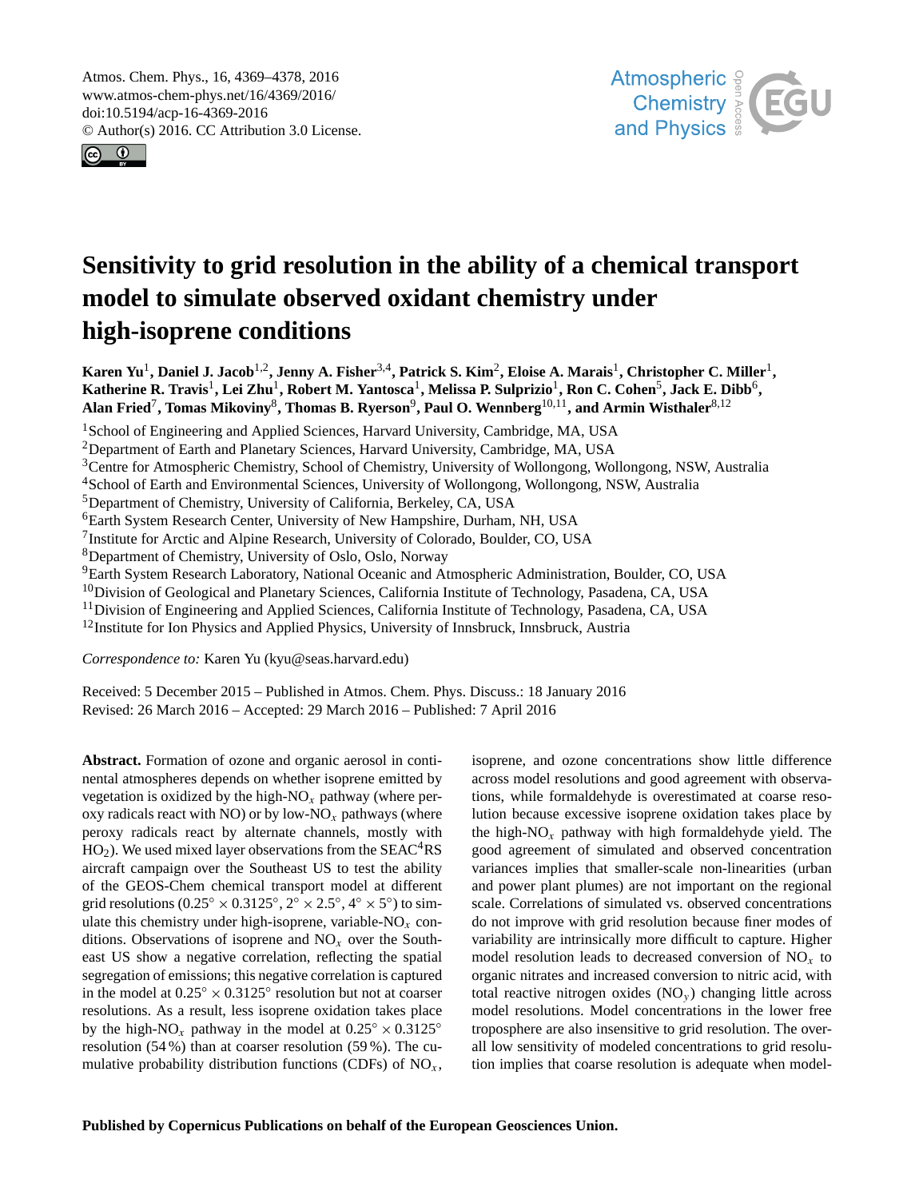# Sensitivity to grid resolution in the ability of a chemical transport model to simulate observed oxidant chemistry under high-isoprene conditions

**Karen Yu[1], Daniel J. Jacob[1,2], Jenny A. Fisher[3,4], Patrick S. Kim[2], Eloise A. Marais[1], Christopher C. Miller[1], Katherine R. Travis[1], Lei Zhu[1], Robert M. Yantosca[1], Melissa P. Sulprizio[1], Ron C. Cohen[5], Jack E. Dibb[6], Alan Fried[7], Tomas Mikoviny[8], Thomas B. Ryerson[9], Paul O. Wennberg[10,11], and Armin Wisthaler[8,12]**

[1]School of Engineering and Applied Sciences, Harvard University, Cambridge, MA, USA
[2]Department of Earth and Planetary Sciences, Harvard University, Cambridge, MA, USA
[3]Centre for Atmospheric Chemistry, School of Chemistry, University of Wollongong, Wollongong, NSW, Australia
[4]School of Earth and Environmental Sciences, University of Wollongong, Wollongong, NSW, Australia
[5]Department of Chemistry, University of California, Berkeley, CA, USA
[6]Earth System Research Center, University of New Hampshire, Durham, NH, USA
[7]Institute for Arctic and Alpine Research, University of Colorado, Boulder, CO, USA
[8]Department of Chemistry, University of Oslo, Oslo, Norway
[9]Earth System Research Laboratory, National Oceanic and Atmospheric Administration, Boulder, CO, USA
[10]Division of Geological and Planetary Sciences, California Institute of Technology, Pasadena, CA, USA
[11]Division of Engineering and Applied Sciences, California Institute of Technology, Pasadena, CA, USA
[12]Institute for Ion Physics and Applied Physics, University of Innsbruck, Innsbruck, Austria

*Correspondence to:* Karen Yu (kyu@seas.harvard.edu)

Received: 5 December 2015 – Published in Atmos. Chem. Phys. Discuss.: 18 January 2016
Revised: 26 March 2016 – Accepted: 29 March 2016 – Published: 7 April 2016

**Abstract.** Formation of ozone and organic aerosol in continental atmospheres depends on whether isoprene emitted by vegetation is oxidized by the high-$NO_x$ pathway (where peroxy radicals react with NO) or by low-$NO_x$ pathways (where peroxy radicals react by alternate channels, mostly with $HO_2$). We used mixed layer observations from the SEAC$^4$RS aircraft campaign over the Southeast US to test the ability of the GEOS-Chem chemical transport model at different grid resolutions ($0.25° \times 0.3125°$, $2° \times 2.5°$, $4° \times 5°$) to simulate this chemistry under high-isoprene, variable-$NO_x$ conditions. Observations of isoprene and $NO_x$ over the Southeast US show a negative correlation, reflecting the spatial segregation of emissions; this negative correlation is captured in the model at $0.25° \times 0.3125°$ resolution but not at coarser resolutions. As a result, less isoprene oxidation takes place by the high-$NO_x$ pathway in the model at $0.25° \times 0.3125°$ resolution (54 %) than at coarser resolution (59 %). The cumulative probability distribution functions (CDFs) of $NO_x$, isoprene, and ozone concentrations show little difference across model resolutions and good agreement with observations, while formaldehyde is overestimated at coarse resolution because excessive isoprene oxidation takes place by the high-$NO_x$ pathway with high formaldehyde yield. The good agreement of simulated and observed concentration variances implies that smaller-scale non-linearities (urban and power plant plumes) are not important on the regional scale. Correlations of simulated vs. observed concentrations do not improve with grid resolution because finer modes of variability are intrinsically more difficult to capture. Higher model resolution leads to decreased conversion of $NO_x$ to organic nitrates and increased conversion to nitric acid, with total reactive nitrogen oxides ($NO_y$) changing little across model resolutions. Model concentrations in the lower free troposphere are also insensitive to grid resolution. The overall low sensitivity of modeled concentrations to grid resolution implies that coarse resolution is adequate when model-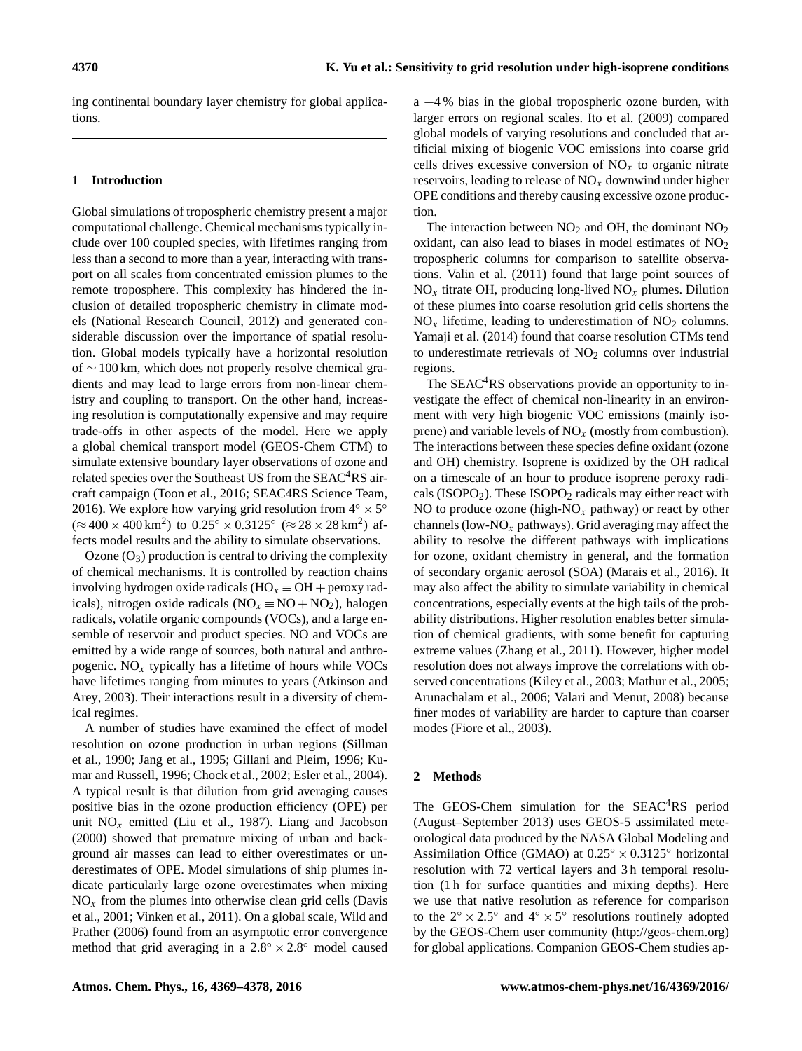ing continental boundary layer chemistry for global applications.

## 1 Introduction

Global simulations of tropospheric chemistry present a major computational challenge. Chemical mechanisms typically include over 100 coupled species, with lifetimes ranging from less than a second to more than a year, interacting with transport on all scales from concentrated emission plumes to the remote troposphere. This complexity has hindered the inclusion of detailed tropospheric chemistry in climate models (National Research Council, 2012) and generated considerable discussion over the importance of spatial resolution. Global models typically have a horizontal resolution of $\sim 100$ km, which does not properly resolve chemical gradients and may lead to large errors from non-linear chemistry and coupling to transport. On the other hand, increasing resolution is computationally expensive and may require trade-offs in other aspects of the model. Here we apply a global chemical transport model (GEOS-Chem CTM) to simulate extensive boundary layer observations of ozone and related species over the Southeast US from the $SEAC^4RS$ aircraft campaign (Toon et al., 2016; SEAC4RS Science Team, 2016). We explore how varying grid resolution from $4^\circ \times 5^\circ$ ($\approx 400 \times 400\,km^2$) to $0.25^\circ \times 0.3125^\circ$ ($\approx 28 \times 28\,km^2$) affects model results and the ability to simulate observations.

Ozone ($O_3$) production is central to driving the complexity of chemical mechanisms. It is controlled by reaction chains involving hydrogen oxide radicals ($HO_x \equiv OH +$ peroxy radicals), nitrogen oxide radicals ($NO_x \equiv NO + NO_2$), halogen radicals, volatile organic compounds (VOCs), and a large ensemble of reservoir and product species. NO and VOCs are emitted by a wide range of sources, both natural and anthropogenic. $NO_x$ typically has a lifetime of hours while VOCs have lifetimes ranging from minutes to years (Atkinson and Arey, 2003). Their interactions result in a diversity of chemical regimes.

A number of studies have examined the effect of model resolution on ozone production in urban regions (Sillman et al., 1990; Jang et al., 1995; Gillani and Pleim, 1996; Kumar and Russell, 1996; Chock et al., 2002; Esler et al., 2004). A typical result is that dilution from grid averaging causes positive bias in the ozone production efficiency (OPE) per unit $NO_x$ emitted (Liu et al., 1987). Liang and Jacobson (2000) showed that premature mixing of urban and background air masses can lead to either overestimates or underestimates of OPE. Model simulations of ship plumes indicate particularly large ozone overestimates when mixing $NO_x$ from the plumes into otherwise clean grid cells (Davis et al., 2001; Vinken et al., 2011). On a global scale, Wild and Prather (2006) found from an asymptotic error convergence method that grid averaging in a $2.8^\circ \times 2.8^\circ$ model caused a $+4\,\%$ bias in the global tropospheric ozone burden, with larger errors on regional scales. Ito et al. (2009) compared global models of varying resolutions and concluded that artificial mixing of biogenic VOC emissions into coarse grid cells drives excessive conversion of $NO_x$ to organic nitrate reservoirs, leading to release of $NO_x$ downwind under higher OPE conditions and thereby causing excessive ozone production.

The interaction between $NO_2$ and OH, the dominant $NO_2$ oxidant, can also lead to biases in model estimates of $NO_2$ tropospheric columns for comparison to satellite observations. Valin et al. (2011) found that large point sources of $NO_x$ titrate OH, producing long-lived $NO_x$ plumes. Dilution of these plumes into coarse resolution grid cells shortens the $NO_x$ lifetime, leading to underestimation of $NO_2$ columns. Yamaji et al. (2014) found that coarse resolution CTMs tend to underestimate retrievals of $NO_2$ columns over industrial regions.

The $SEAC^4RS$ observations provide an opportunity to investigate the effect of chemical non-linearity in an environment with very high biogenic VOC emissions (mainly isoprene) and variable levels of $NO_x$ (mostly from combustion). The interactions between these species define oxidant (ozone and OH) chemistry. Isoprene is oxidized by the OH radical on a timescale of an hour to produce isoprene peroxy radicals ($ISOPO_2$). These $ISOPO_2$ radicals may either react with NO to produce ozone (high-$NO_x$ pathway) or react by other channels (low-$NO_x$ pathways). Grid averaging may affect the ability to resolve the different pathways with implications for ozone, oxidant chemistry in general, and the formation of secondary organic aerosol (SOA) (Marais et al., 2016). It may also affect the ability to simulate variability in chemical concentrations, especially events at the high tails of the probability distributions. Higher resolution enables better simulation of chemical gradients, with some benefit for capturing extreme values (Zhang et al., 2011). However, higher model resolution does not always improve the correlations with observed concentrations (Kiley et al., 2003; Mathur et al., 2005; Arunachalam et al., 2006; Valari and Menut, 2008) because finer modes of variability are harder to capture than coarser modes (Fiore et al., 2003).

## 2 Methods

The GEOS-Chem simulation for the $SEAC^4RS$ period (August–September 2013) uses GEOS-5 assimilated meteorological data produced by the NASA Global Modeling and Assimilation Office (GMAO) at $0.25^\circ \times 0.3125^\circ$ horizontal resolution with 72 vertical layers and 3 h temporal resolution (1 h for surface quantities and mixing depths). Here we use that native resolution as reference for comparison to the $2^\circ \times 2.5^\circ$ and $4^\circ \times 5^\circ$ resolutions routinely adopted by the GEOS-Chem user community (http://geos-chem.org) for global applications. Companion GEOS-Chem studies ap-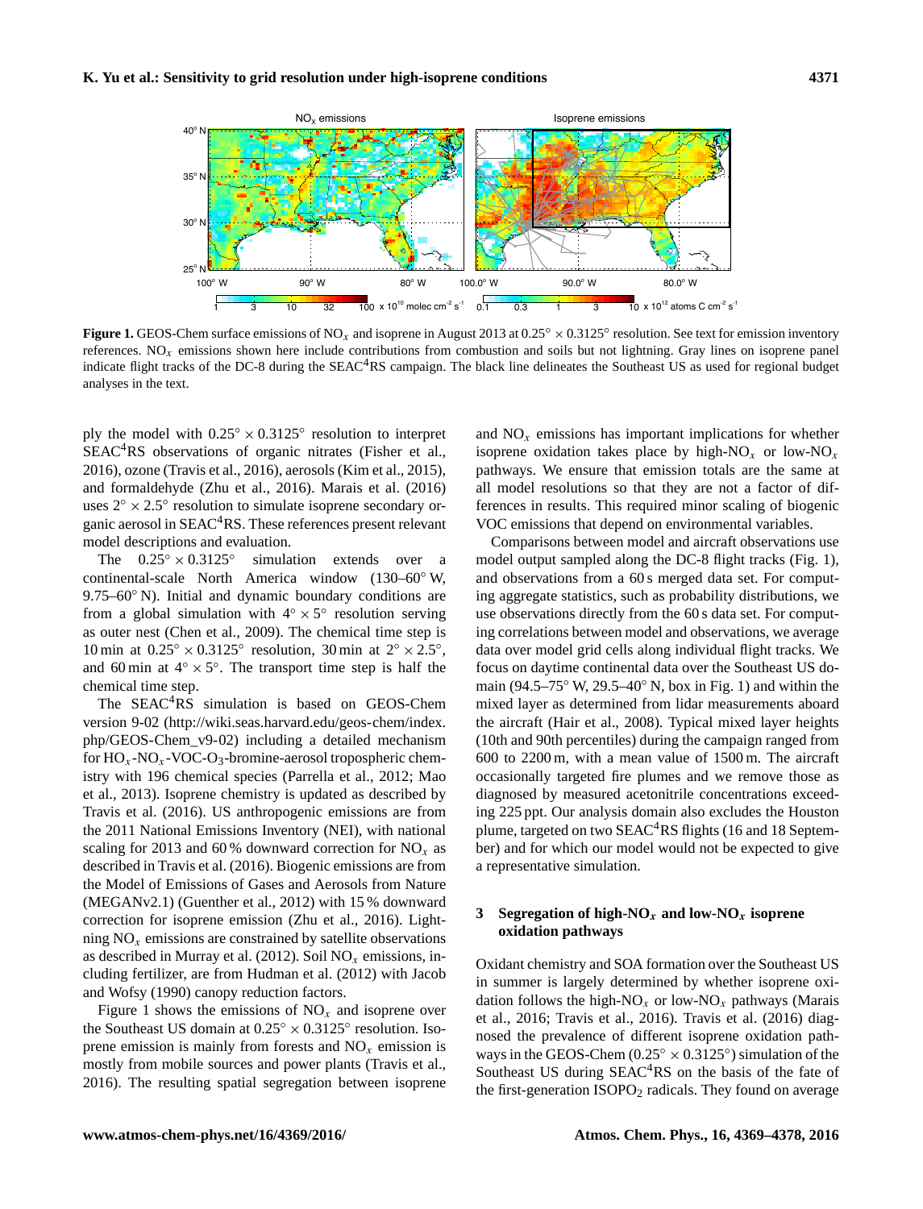**Figure 1.** GEOS-Chem surface emissions of $NO_x$ and isoprene in August 2013 at $0.25° \times 0.3125°$ resolution. See text for emission inventory references. $NO_x$ emissions shown here include contributions from combustion and soils but not lightning. Gray lines on isoprene panel indicate flight tracks of the DC-8 during the SEAC$^4$RS campaign. The black line delineates the Southeast US as used for regional budget analyses in the text.

ply the model with $0.25° \times 0.3125°$ resolution to interpret SEAC$^4$RS observations of organic nitrates (Fisher et al., 2016), ozone (Travis et al., 2016), aerosols (Kim et al., 2015), and formaldehyde (Zhu et al., 2016). Marais et al. (2016) uses $2° \times 2.5°$ resolution to simulate isoprene secondary organic aerosol in SEAC$^4$RS. These references present relevant model descriptions and evaluation.

The $0.25° \times 0.3125°$ simulation extends over a continental-scale North America window (130–60° W, 9.75–60° N). Initial and dynamic boundary conditions are from a global simulation with $4° \times 5°$ resolution serving as outer nest (Chen et al., 2009). The chemical time step is 10 min at $0.25° \times 0.3125°$ resolution, 30 min at $2° \times 2.5°$, and 60 min at $4° \times 5°$. The transport time step is half the chemical time step.

The SEAC$^4$RS simulation is based on GEOS-Chem version 9-02 (http://wiki.seas.harvard.edu/geos-chem/index.php/GEOS-Chem_v9-02) including a detailed mechanism for $HO_x$-$NO_x$-VOC-$O_3$-bromine-aerosol tropospheric chemistry with 196 chemical species (Parrella et al., 2012; Mao et al., 2013). Isoprene chemistry is updated as described by Travis et al. (2016). US anthropogenic emissions are from the 2011 National Emissions Inventory (NEI), with national scaling for 2013 and 60 % downward correction for $NO_x$ as described in Travis et al. (2016). Biogenic emissions are from the Model of Emissions of Gases and Aerosols from Nature (MEGANv2.1) (Guenther et al., 2012) with 15 % downward correction for isoprene emission (Zhu et al., 2016). Lightning $NO_x$ emissions are constrained by satellite observations as described in Murray et al. (2012). Soil $NO_x$ emissions, including fertilizer, are from Hudman et al. (2012) with Jacob and Wofsy (1990) canopy reduction factors.

Figure 1 shows the emissions of $NO_x$ and isoprene over the Southeast US domain at $0.25° \times 0.3125°$ resolution. Isoprene emission is mainly from forests and $NO_x$ emission is mostly from mobile sources and power plants (Travis et al., 2016). The resulting spatial segregation between isoprene and $NO_x$ emissions has important implications for whether isoprene oxidation takes place by high-$NO_x$ or low-$NO_x$ pathways. We ensure that emission totals are the same at all model resolutions so that they are not a factor of differences in results. This required minor scaling of biogenic VOC emissions that depend on environmental variables.

Comparisons between model and aircraft observations use model output sampled along the DC-8 flight tracks (Fig. 1), and observations from a 60 s merged data set. For computing aggregate statistics, such as probability distributions, we use observations directly from the 60 s data set. For computing correlations between model and observations, we average data over model grid cells along individual flight tracks. We focus on daytime continental data over the Southeast US domain (94.5–75° W, 29.5–40° N, box in Fig. 1) and within the mixed layer as determined from lidar measurements aboard the aircraft (Hair et al., 2008). Typical mixed layer heights (10th and 90th percentiles) during the campaign ranged from 600 to 2200 m, with a mean value of 1500 m. The aircraft occasionally targeted fire plumes and we remove those as diagnosed by measured acetonitrile concentrations exceeding 225 ppt. Our analysis domain also excludes the Houston plume, targeted on two SEAC$^4$RS flights (16 and 18 September) and for which our model would not be expected to give a representative simulation.

## 3 Segregation of high-$NO_x$ and low-$NO_x$ isoprene oxidation pathways

Oxidant chemistry and SOA formation over the Southeast US in summer is largely determined by whether isoprene oxidation follows the high-$NO_x$ or low-$NO_x$ pathways (Marais et al., 2016; Travis et al., 2016). Travis et al. (2016) diagnosed the prevalence of different isoprene oxidation pathways in the GEOS-Chem ($0.25° \times 0.3125°$) simulation of the Southeast US during SEAC$^4$RS on the basis of the fate of the first-generation $ISOPO_2$ radicals. They found on average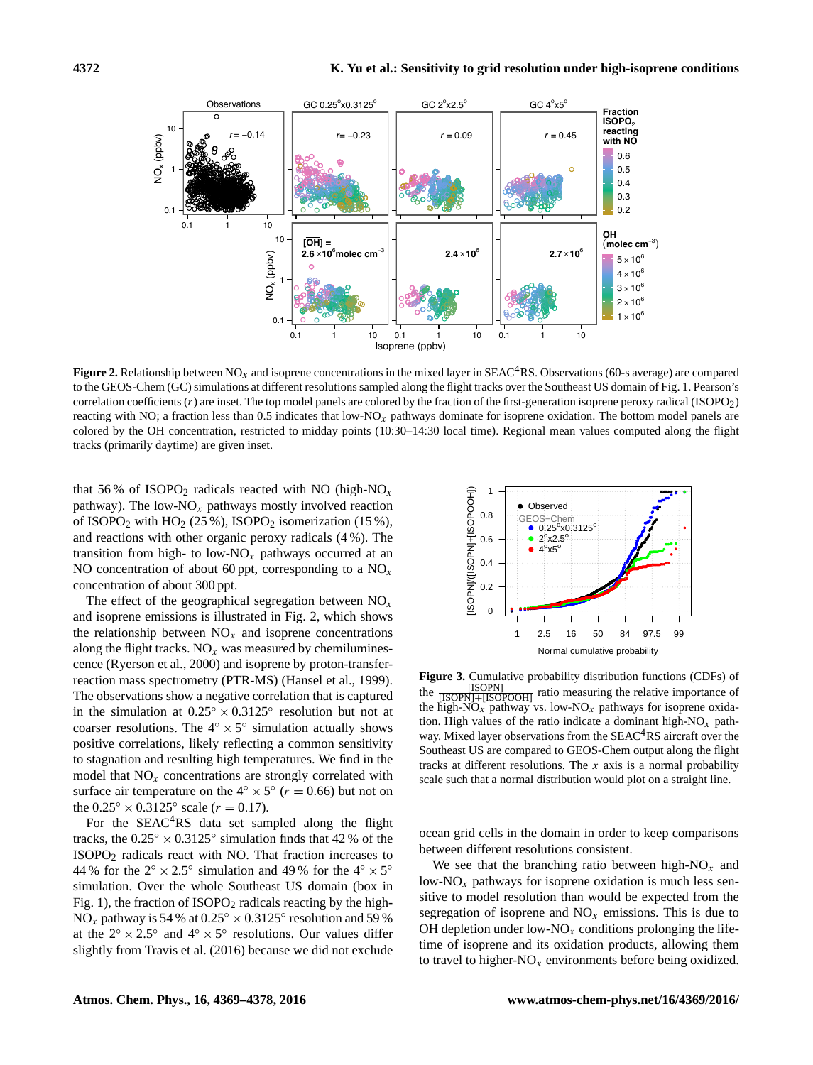**Figure 2.** Relationship between $NO_x$ and isoprene concentrations in the mixed layer in SEAC[4]RS. Observations (60-s average) are compared to the GEOS-Chem (GC) simulations at different resolutions sampled along the flight tracks over the Southeast US domain of Fig. 1. Pearson's correlation coefficients ($r$) are inset. The top model panels are colored by the fraction of the first-generation isoprene peroxy radical ($ISOPO_2$) reacting with NO; a fraction less than 0.5 indicates that low-$NO_x$ pathways dominate for isoprene oxidation. The bottom model panels are colored by the OH concentration, restricted to midday points (10:30–14:30 local time). Regional mean values computed along the flight tracks (primarily daytime) are given inset.

that 56 % of $ISOPO_2$ radicals reacted with NO (high-$NO_x$ pathway). The low-$NO_x$ pathways mostly involved reaction of $ISOPO_2$ with $HO_2$ (25 %), $ISOPO_2$ isomerization (15 %), and reactions with other organic peroxy radicals (4 %). The transition from high- to low-$NO_x$ pathways occurred at an NO concentration of about 60 ppt, corresponding to a $NO_x$ concentration of about 300 ppt.

The effect of the geographical segregation between $NO_x$ and isoprene emissions is illustrated in Fig. 2, which shows the relationship between $NO_x$ and isoprene concentrations along the flight tracks. $NO_x$ was measured by chemiluminescence (Ryerson et al., 2000) and isoprene by proton-transfer-reaction mass spectrometry (PTR-MS) (Hansel et al., 1999). The observations show a negative correlation that is captured in the simulation at $0.25^\circ \times 0.3125^\circ$ resolution but not at coarser resolutions. The $4^\circ \times 5^\circ$ simulation actually shows positive correlations, likely reflecting a common sensitivity to stagnation and resulting high temperatures. We find in the model that $NO_x$ concentrations are strongly correlated with surface air temperature on the $4^\circ \times 5^\circ$ ($r = 0.66$) but not on the $0.25^\circ \times 0.3125^\circ$ scale ($r = 0.17$).

For the SEAC[4]RS data set sampled along the flight tracks, the $0.25^\circ \times 0.3125^\circ$ simulation finds that 42 % of the $ISOPO_2$ radicals react with NO. That fraction increases to 44 % for the $2^\circ \times 2.5^\circ$ simulation and 49 % for the $4^\circ \times 5^\circ$ simulation. Over the whole Southeast US domain (box in Fig. 1), the fraction of $ISOPO_2$ radicals reacting by the high-$NO_x$ pathway is 54 % at $0.25^\circ \times 0.3125^\circ$ resolution and 59 % at the $2^\circ \times 2.5^\circ$ and $4^\circ \times 5^\circ$ resolutions. Our values differ slightly from Travis et al. (2016) because we did not exclude ocean grid cells in the domain in order to keep comparisons between different resolutions consistent.

**Figure 3.** Cumulative probability distribution functions (CDFs) of the $\frac{[\mathrm{ISOPN}]}{[\mathrm{ISOPN}]+[\mathrm{ISOPOOH}]}$ ratio measuring the relative importance of the high-$NO_x$ pathway vs. low-$NO_x$ pathways for isoprene oxidation. High values of the ratio indicate a dominant high-$NO_x$ pathway. Mixed layer observations from the SEAC[4]RS aircraft over the Southeast US are compared to GEOS-Chem output along the flight tracks at different resolutions. The $x$ axis is a normal probability scale such that a normal distribution would plot on a straight line.

We see that the branching ratio between high-$NO_x$ and low-$NO_x$ pathways for isoprene oxidation is much less sensitive to model resolution than would be expected from the segregation of isoprene and $NO_x$ emissions. This is due to OH depletion under low-$NO_x$ conditions prolonging the lifetime of isoprene and its oxidation products, allowing them to travel to higher-$NO_x$ environments before being oxidized.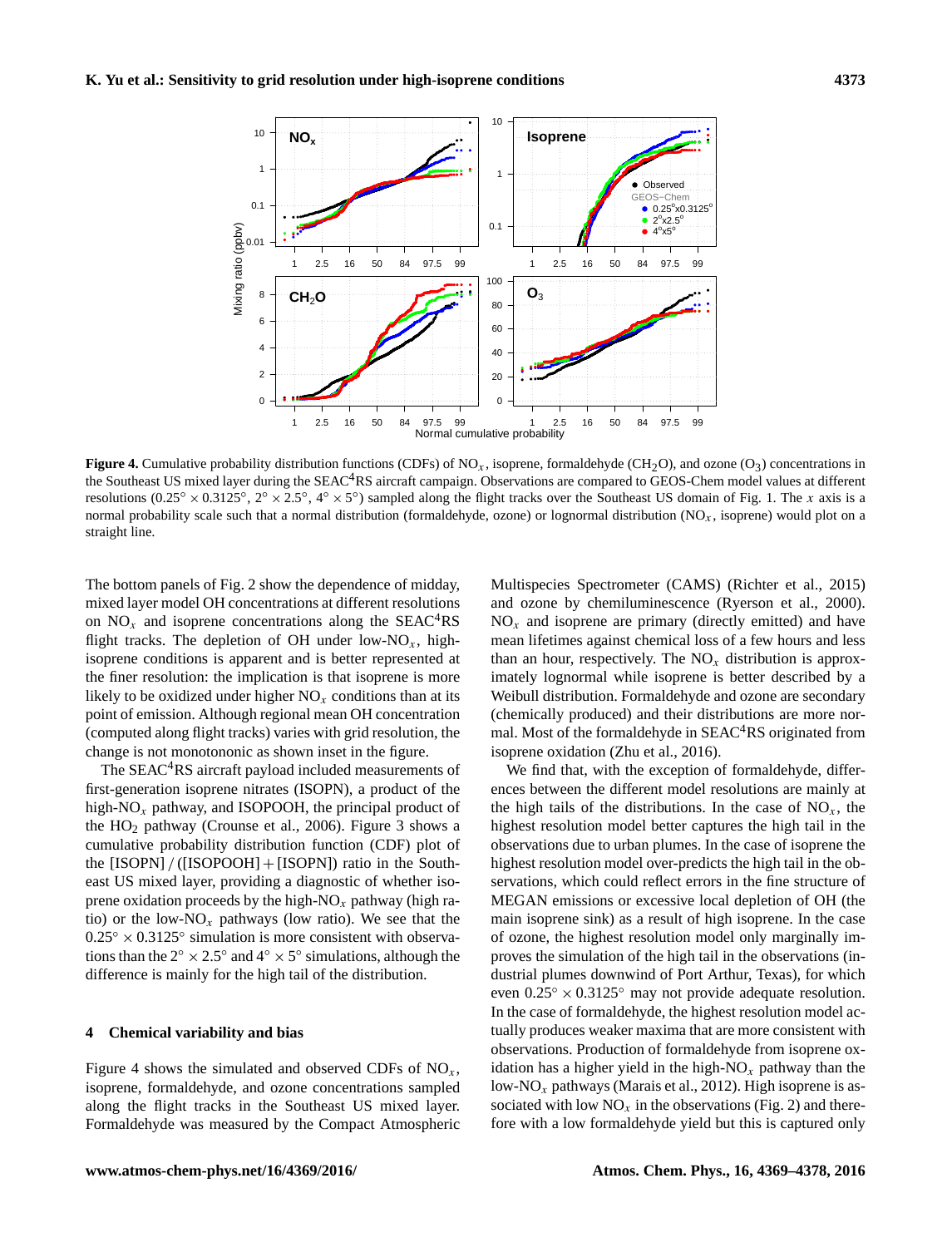**Figure 4.** Cumulative probability distribution functions (CDFs) of $NO_x$, isoprene, formaldehyde ($CH_2O$), and ozone ($O_3$) concentrations in the Southeast US mixed layer during the SEAC[4]RS aircraft campaign. Observations are compared to GEOS-Chem model values at different resolutions ($0.25° \times 0.3125°$, $2° \times 2.5°$, $4° \times 5°$) sampled along the flight tracks over the Southeast US domain of Fig. 1. The $x$ axis is a normal probability scale such that a normal distribution (formaldehyde, ozone) or lognormal distribution ($NO_x$, isoprene) would plot on a straight line.

The bottom panels of Fig. 2 show the dependence of midday, mixed layer model OH concentrations at different resolutions on $NO_x$ and isoprene concentrations along the SEAC[4]RS flight tracks. The depletion of OH under low-$NO_x$, high-isoprene conditions is apparent and is better represented at the finer resolution: the implication is that isoprene is more likely to be oxidized under higher $NO_x$ conditions than at its point of emission. Although regional mean OH concentration (computed along flight tracks) varies with grid resolution, the change is not monotonic as shown inset in the figure.

The SEAC[4]RS aircraft payload included measurements of first-generation isoprene nitrates (ISOPN), a product of the high-$NO_x$ pathway, and ISOPOOH, the principal product of the $HO_2$ pathway (Crounse et al., 2006). Figure 3 shows a cumulative probability distribution function (CDF) plot of the [ISOPN] / ([ISOPOOH] + [ISOPN]) ratio in the Southeast US mixed layer, providing a diagnostic of whether isoprene oxidation proceeds by the high-$NO_x$ pathway (high ratio) or the low-$NO_x$ pathways (low ratio). We see that the $0.25° \times 0.3125°$ simulation is more consistent with observations than the $2° \times 2.5°$ and $4° \times 5°$ simulations, although the difference is mainly for the high tail of the distribution.

## 4 Chemical variability and bias

Figure 4 shows the simulated and observed CDFs of $NO_x$, isoprene, formaldehyde, and ozone concentrations sampled along the flight tracks in the Southeast US mixed layer. Formaldehyde was measured by the Compact Atmospheric Multispecies Spectrometer (CAMS) (Richter et al., 2015) and ozone by chemiluminescence (Ryerson et al., 2000). $NO_x$ and isoprene are primary (directly emitted) and have mean lifetimes against chemical loss of a few hours and less than an hour, respectively. The $NO_x$ distribution is approximately lognormal while isoprene is better described by a Weibull distribution. Formaldehyde and ozone are secondary (chemically produced) and their distributions are more normal. Most of the formaldehyde in SEAC[4]RS originated from isoprene oxidation (Zhu et al., 2016).

We find that, with the exception of formaldehyde, differences between the different model resolutions are mainly at the high tails of the distributions. In the case of $NO_x$, the highest resolution model better captures the high tail in the observations due to urban plumes. In the case of isoprene the highest resolution model over-predicts the high tail in the observations, which could reflect errors in the fine structure of MEGAN emissions or excessive local depletion of OH (the main isoprene sink) as a result of high isoprene. In the case of ozone, the highest resolution model only marginally improves the simulation of the high tail in the observations (industrial plumes downwind of Port Arthur, Texas), for which even $0.25° \times 0.3125°$ may not provide adequate resolution. In the case of formaldehyde, the highest resolution model actually produces weaker maxima that are more consistent with observations. Production of formaldehyde from isoprene oxidation has a higher yield in the high-$NO_x$ pathway than the low-$NO_x$ pathways (Marais et al., 2012). High isoprene is associated with low $NO_x$ in the observations (Fig. 2) and therefore with a low formaldehyde yield but this is captured only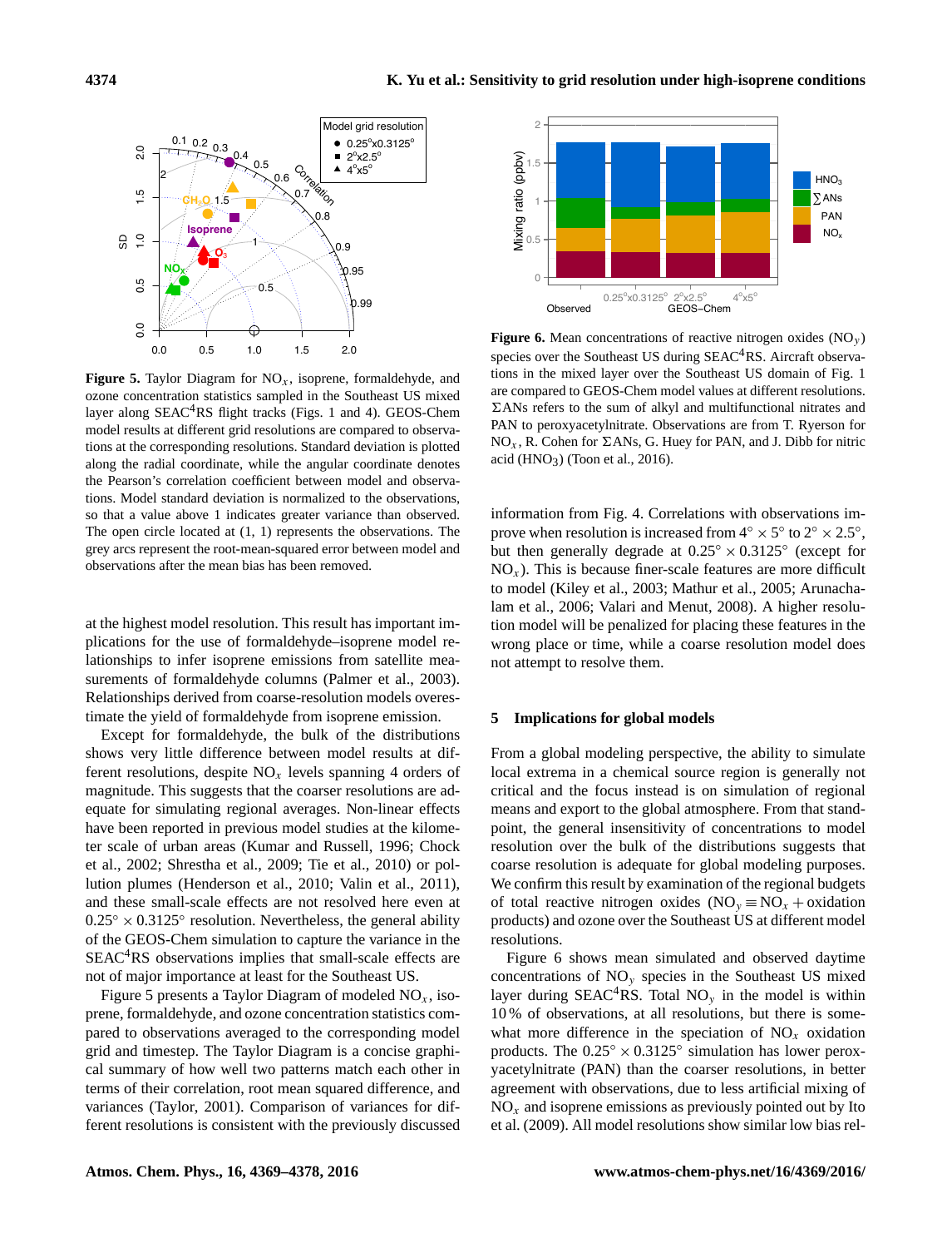**Figure 5.** Taylor Diagram for $NO_x$, isoprene, formaldehyde, and ozone concentration statistics sampled in the Southeast US mixed layer along SEAC[4]RS flight tracks (Figs. 1 and 4). GEOS-Chem model results at different grid resolutions are compared to observations at the corresponding resolutions. Standard deviation is plotted along the radial coordinate, while the angular coordinate denotes the Pearson's correlation coefficient between model and observations. Model standard deviation is normalized to the observations, so that a value above 1 indicates greater variance than observed. The open circle located at (1, 1) represents the observations. The grey arcs represent the root-mean-squared error between model and observations after the mean bias has been removed.

at the highest model resolution. This result has important implications for the use of formaldehyde–isoprene model relationships to infer isoprene emissions from satellite measurements of formaldehyde columns (Palmer et al., 2003). Relationships derived from coarse-resolution models overestimate the yield of formaldehyde from isoprene emission.

Except for formaldehyde, the bulk of the distributions shows very little difference between model results at different resolutions, despite $NO_x$ levels spanning 4 orders of magnitude. This suggests that the coarser resolutions are adequate for simulating regional averages. Non-linear effects have been reported in previous model studies at the kilometer scale of urban areas (Kumar and Russell, 1996; Chock et al., 2002; Shrestha et al., 2009; Tie et al., 2010) or pollution plumes (Henderson et al., 2010; Valin et al., 2011), and these small-scale effects are not resolved here even at $0.25^{\circ} \times 0.3125^{\circ}$ resolution. Nevertheless, the general ability of the GEOS-Chem simulation to capture the variance in the SEAC[4]RS observations implies that small-scale effects are not of major importance at least for the Southeast US.

Figure 5 presents a Taylor Diagram of modeled $NO_x$, isoprene, formaldehyde, and ozone concentration statistics compared to observations averaged to the corresponding model grid and timestep. The Taylor Diagram is a concise graphical summary of how well two patterns match each other in terms of their correlation, root mean squared difference, and variances (Taylor, 2001). Comparison of variances for different resolutions is consistent with the previously discussed information from Fig. 4. Correlations with observations improve when resolution is increased from $4^{\circ} \times 5^{\circ}$ to $2^{\circ} \times 2.5^{\circ}$, but then generally degrade at $0.25^{\circ} \times 0.3125^{\circ}$ (except for $NO_x$). This is because finer-scale features are more difficult to model (Kiley et al., 2003; Mathur et al., 2005; Arunachalam et al., 2006; Valari and Menut, 2008). A higher resolution model will be penalized for placing these features in the wrong place or time, while a coarse resolution model does not attempt to resolve them.

**Figure 6.** Mean concentrations of reactive nitrogen oxides ($NO_y$) species over the Southeast US during SEAC[4]RS. Aircraft observations in the mixed layer over the Southeast US domain of Fig. 1 are compared to GEOS-Chem model values at different resolutions. $\Sigma$ANs refers to the sum of alkyl and multifunctional nitrates and PAN to peroxyacetylnitrate. Observations are from T. Ryerson for $NO_x$, R. Cohen for $\Sigma$ANs, G. Huey for PAN, and J. Dibb for nitric acid ($HNO_3$) (Toon et al., 2016).

## 5 Implications for global models

From a global modeling perspective, the ability to simulate local extrema in a chemical source region is generally not critical and the focus instead is on simulation of regional means and export to the global atmosphere. From that standpoint, the general insensitivity of concentrations to model resolution over the bulk of the distributions suggests that coarse resolution is adequate for global modeling purposes. We confirm this result by examination of the regional budgets of total reactive nitrogen oxides ($NO_y \equiv NO_x +$ oxidation products) and ozone over the Southeast US at different model resolutions.

Figure 6 shows mean simulated and observed daytime concentrations of $NO_y$ species in the Southeast US mixed layer during SEAC[4]RS. Total $NO_y$ in the model is within 10 % of observations, at all resolutions, but there is somewhat more difference in the speciation of $NO_x$ oxidation products. The $0.25^{\circ} \times 0.3125^{\circ}$ simulation has lower peroxyacetylnitrate (PAN) than the coarser resolutions, in better agreement with observations, due to less artificial mixing of $NO_x$ and isoprene emissions as previously pointed out by Ito et al. (2009). All model resolutions show similar low bias rel-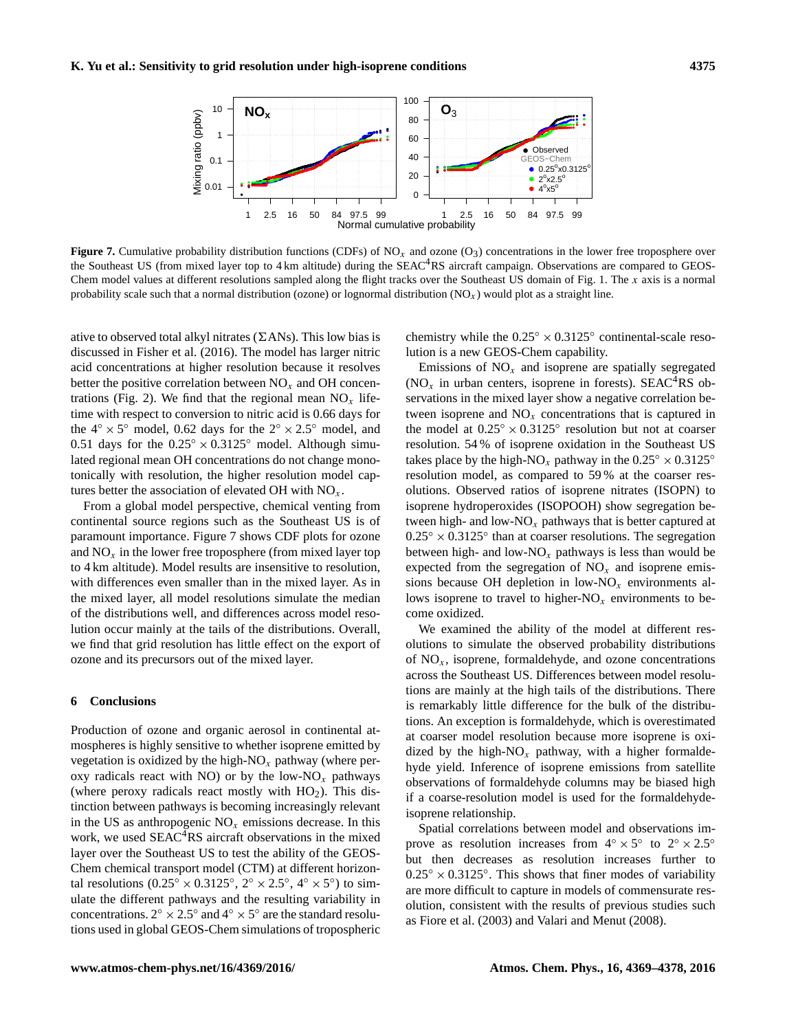**Figure 7.** Cumulative probability distribution functions (CDFs) of $NO_x$ and ozone ($O_3$) concentrations in the lower free troposphere over the Southeast US (from mixed layer top to 4 km altitude) during the SEAC[4]RS aircraft campaign. Observations are compared to GEOS-Chem model values at different resolutions sampled along the flight tracks over the Southeast US domain of Fig. 1. The $x$ axis is a normal probability scale such that a normal distribution (ozone) or lognormal distribution ($NO_x$) would plot as a straight line.

ative to observed total alkyl nitrates ($\Sigma$ANs). This low bias is discussed in Fisher et al. (2016). The model has larger nitric acid concentrations at higher resolution because it resolves better the positive correlation between $NO_x$ and OH concentrations (Fig. 2). We find that the regional mean $NO_x$ lifetime with respect to conversion to nitric acid is 0.66 days for the $4^\circ \times 5^\circ$ model, 0.62 days for the $2^\circ \times 2.5^\circ$ model, and 0.51 days for the $0.25^\circ \times 0.3125^\circ$ model. Although simulated regional mean OH concentrations do not change monotonically with resolution, the higher resolution model captures better the association of elevated OH with $NO_x$.

From a global model perspective, chemical venting from continental source regions such as the Southeast US is of paramount importance. Figure 7 shows CDF plots for ozone and $NO_x$ in the lower free troposphere (from mixed layer top to 4 km altitude). Model results are insensitive to resolution, with differences even smaller than in the mixed layer. As in the mixed layer, all model resolutions simulate the median of the distributions well, and differences across model resolution occur mainly at the tails of the distributions. Overall, we find that grid resolution has little effect on the export of ozone and its precursors out of the mixed layer.

## 6 Conclusions

Production of ozone and organic aerosol in continental atmospheres is highly sensitive to whether isoprene emitted by vegetation is oxidized by the high-$NO_x$ pathway (where peroxy radicals react with NO) or by the low-$NO_x$ pathways (where peroxy radicals react mostly with $HO_2$). This distinction between pathways is becoming increasingly relevant in the US as anthropogenic $NO_x$ emissions decrease. In this work, we used SEAC[4]RS aircraft observations in the mixed layer over the Southeast US to test the ability of the GEOS-Chem chemical transport model (CTM) at different horizontal resolutions ($0.25^\circ \times 0.3125^\circ$, $2^\circ \times 2.5^\circ$, $4^\circ \times 5^\circ$) to simulate the different pathways and the resulting variability in concentrations. $2^\circ \times 2.5^\circ$ and $4^\circ \times 5^\circ$ are the standard resolutions used in global GEOS-Chem simulations of tropospheric chemistry while the $0.25^\circ \times 0.3125^\circ$ continental-scale resolution is a new GEOS-Chem capability.

Emissions of $NO_x$ and isoprene are spatially segregated ($NO_x$ in urban centers, isoprene in forests). SEAC[4]RS observations in the mixed layer show a negative correlation between isoprene and $NO_x$ concentrations that is captured in the model at $0.25^\circ \times 0.3125^\circ$ resolution but not at coarser resolution. 54 % of isoprene oxidation in the Southeast US takes place by the high-$NO_x$ pathway in the $0.25^\circ \times 0.3125^\circ$ resolution model, as compared to 59 % at the coarser resolutions. Observed ratios of isoprene nitrates (ISOPN) to isoprene hydroperoxides (ISOPOOH) show segregation between high- and low-$NO_x$ pathways that is better captured at $0.25^\circ \times 0.3125^\circ$ than at coarser resolutions. The segregation between high- and low-$NO_x$ pathways is less than would be expected from the segregation of $NO_x$ and isoprene emissions because OH depletion in low-$NO_x$ environments allows isoprene to travel to higher-$NO_x$ environments to become oxidized.

We examined the ability of the model at different resolutions to simulate the observed probability distributions of $NO_x$, isoprene, formaldehyde, and ozone concentrations across the Southeast US. Differences between model resolutions are mainly at the high tails of the distributions. There is remarkably little difference for the bulk of the distributions. An exception is formaldehyde, which is overestimated at coarser model resolution because more isoprene is oxidized by the high-$NO_x$ pathway, with a higher formaldehyde yield. Inference of isoprene emissions from satellite observations of formaldehyde columns may be biased high if a coarse-resolution model is used for the formaldehyde-isoprene relationship.

Spatial correlations between model and observations improve as resolution increases from $4^\circ \times 5^\circ$ to $2^\circ \times 2.5^\circ$ but then decreases as resolution increases further to $0.25^\circ \times 0.3125^\circ$. This shows that finer modes of variability are more difficult to capture in models of commensurate resolution, consistent with the results of previous studies such as Fiore et al. (2003) and Valari and Menut (2008).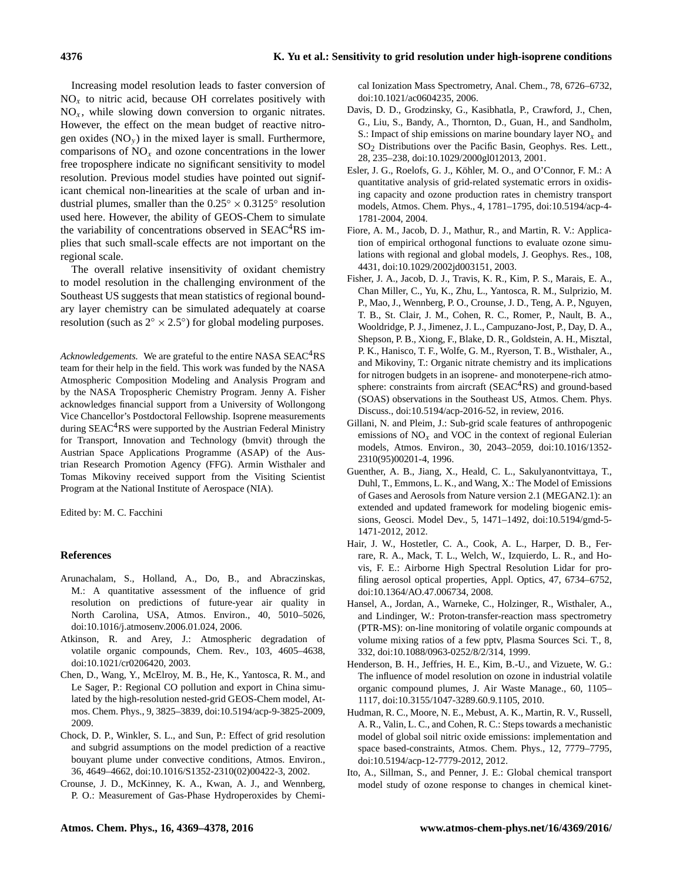Increasing model resolution leads to faster conversion of $NO_x$ to nitric acid, because OH correlates positively with $NO_x$, while slowing down conversion to organic nitrates. However, the effect on the mean budget of reactive nitrogen oxides ($NO_y$) in the mixed layer is small. Furthermore, comparisons of $NO_x$ and ozone concentrations in the lower free troposphere indicate no significant sensitivity to model resolution. Previous model studies have pointed out significant chemical non-linearities at the scale of urban and industrial plumes, smaller than the $0.25^\circ \times 0.3125^\circ$ resolution used here. However, the ability of GEOS-Chem to simulate the variability of concentrations observed in $SEAC^4RS$ implies that such small-scale effects are not important on the regional scale.

The overall relative insensitivity of oxidant chemistry to model resolution in the challenging environment of the Southeast US suggests that mean statistics of regional boundary layer chemistry can be simulated adequately at coarse resolution (such as $2^\circ \times 2.5^\circ$) for global modeling purposes.

*Acknowledgements.* We are grateful to the entire NASA $SEAC^4RS$ team for their help in the field. This work was funded by the NASA Atmospheric Composition Modeling and Analysis Program and by the NASA Tropospheric Chemistry Program. Jenny A. Fisher acknowledges financial support from a University of Wollongong Vice Chancellor's Postdoctoral Fellowship. Isoprene measurements during $SEAC^4RS$ were supported by the Austrian Federal Ministry for Transport, Innovation and Technology (bmvit) through the Austrian Space Applications Programme (ASAP) of the Austrian Research Promotion Agency (FFG). Armin Wisthaler and Tomas Mikoviny received support from the Visiting Scientist Program at the National Institute of Aerospace (NIA).

Edited by: M. C. Facchini

## References

Arunachalam, S., Holland, A., Do, B., and Abraczinskas, M.: A quantitative assessment of the influence of grid resolution on predictions of future-year air quality in North Carolina, USA, Atmos. Environ., 40, 5010–5026, doi:10.1016/j.atmosenv.2006.01.024, 2006.

Atkinson, R. and Arey, J.: Atmospheric degradation of volatile organic compounds, Chem. Rev., 103, 4605–4638, doi:10.1021/cr0206420, 2003.

Chen, D., Wang, Y., McElroy, M. B., He, K., Yantosca, R. M., and Le Sager, P.: Regional CO pollution and export in China simulated by the high-resolution nested-grid GEOS-Chem model, Atmos. Chem. Phys., 9, 3825–3839, doi:10.5194/acp-9-3825-2009, 2009.

Chock, D. P., Winkler, S. L., and Sun, P.: Effect of grid resolution and subgrid assumptions on the model prediction of a reactive buoyant plume under convective conditions, Atmos. Environ., 36, 4649–4662, doi:10.1016/S1352-2310(02)00422-3, 2002.

Crounse, J. D., McKinney, K. A., Kwan, A. J., and Wennberg, P. O.: Measurement of Gas-Phase Hydroperoxides by Chemical Ionization Mass Spectrometry, Anal. Chem., 78, 6726–6732, doi:10.1021/ac0604235, 2006.

Davis, D. D., Grodzinsky, G., Kasibhatla, P., Crawford, J., Chen, G., Liu, S., Bandy, A., Thornton, D., Guan, H., and Sandholm, S.: Impact of ship emissions on marine boundary layer $NO_x$ and $SO_2$ Distributions over the Pacific Basin, Geophys. Res. Lett., 28, 235–238, doi:10.1029/2000gl012013, 2001.

Esler, J. G., Roelofs, G. J., Köhler, M. O., and O'Connor, F. M.: A quantitative analysis of grid-related systematic errors in oxidising capacity and ozone production rates in chemistry transport models, Atmos. Chem. Phys., 4, 1781–1795, doi:10.5194/acp-4-1781-2004, 2004.

Fiore, A. M., Jacob, D. J., Mathur, R., and Martin, R. V.: Application of empirical orthogonal functions to evaluate ozone simulations with regional and global models, J. Geophys. Res., 108, 4431, doi:10.1029/2002jd003151, 2003.

Fisher, J. A., Jacob, D. J., Travis, K. R., Kim, P. S., Marais, E. A., Chan Miller, C., Yu, K., Zhu, L., Yantosca, R. M., Sulprizio, M. P., Mao, J., Wennberg, P. O., Crounse, J. D., Teng, A. P., Nguyen, T. B., St. Clair, J. M., Cohen, R. C., Romer, P., Nault, B. A., Wooldridge, P. J., Jimenez, J. L., Campuzano-Jost, P., Day, D. A., Shepson, P. B., Xiong, F., Blake, D. R., Goldstein, A. H., Misztal, P. K., Hanisco, T. F., Wolfe, G. M., Ryerson, T. B., Wisthaler, A., and Mikoviny, T.: Organic nitrate chemistry and its implications for nitrogen budgets in an isoprene- and monoterpene-rich atmosphere: constraints from aircraft ($SEAC^4RS$) and ground-based (SOAS) observations in the Southeast US, Atmos. Chem. Phys. Discuss., doi:10.5194/acp-2016-52, in review, 2016.

Gillani, N. and Pleim, J.: Sub-grid scale features of anthropogenic emissions of $NO_x$ and VOC in the context of regional Eulerian models, Atmos. Environ., 30, 2043–2059, doi:10.1016/1352-2310(95)00201-4, 1996.

Guenther, A. B., Jiang, X., Heald, C. L., Sakulyanontvittaya, T., Duhl, T., Emmons, L. K., and Wang, X.: The Model of Emissions of Gases and Aerosols from Nature version 2.1 (MEGAN2.1): an extended and updated framework for modeling biogenic emissions, Geosci. Model Dev., 5, 1471–1492, doi:10.5194/gmd-5-1471-2012, 2012.

Hair, J. W., Hostetler, C. A., Cook, A. L., Harper, D. B., Ferrare, R. A., Mack, T. L., Welch, W., Izquierdo, L. R., and Hovis, F. E.: Airborne High Spectral Resolution Lidar for profiling aerosol optical properties, Appl. Optics, 47, 6734–6752, doi:10.1364/AO.47.006734, 2008.

Hansel, A., Jordan, A., Warneke, C., Holzinger, R., Wisthaler, A., and Lindinger, W.: Proton-transfer-reaction mass spectrometry (PTR-MS): on-line monitoring of volatile organic compounds at volume mixing ratios of a few pptv, Plasma Sources Sci. T., 8, 332, doi:10.1088/0963-0252/8/2/314, 1999.

Henderson, B. H., Jeffries, H. E., Kim, B.-U., and Vizuete, W. G.: The influence of model resolution on ozone in industrial volatile organic compound plumes, J. Air Waste Manage., 60, 1105–1117, doi:10.3155/1047-3289.60.9.1105, 2010.

Hudman, R. C., Moore, N. E., Mebust, A. K., Martin, R. V., Russell, A. R., Valin, L. C., and Cohen, R. C.: Steps towards a mechanistic model of global soil nitric oxide emissions: implementation and space based-constraints, Atmos. Chem. Phys., 12, 7779–7795, doi:10.5194/acp-12-7779-2012, 2012.

Ito, A., Sillman, S., and Penner, J. E.: Global chemical transport model study of ozone response to changes in chemical kinet-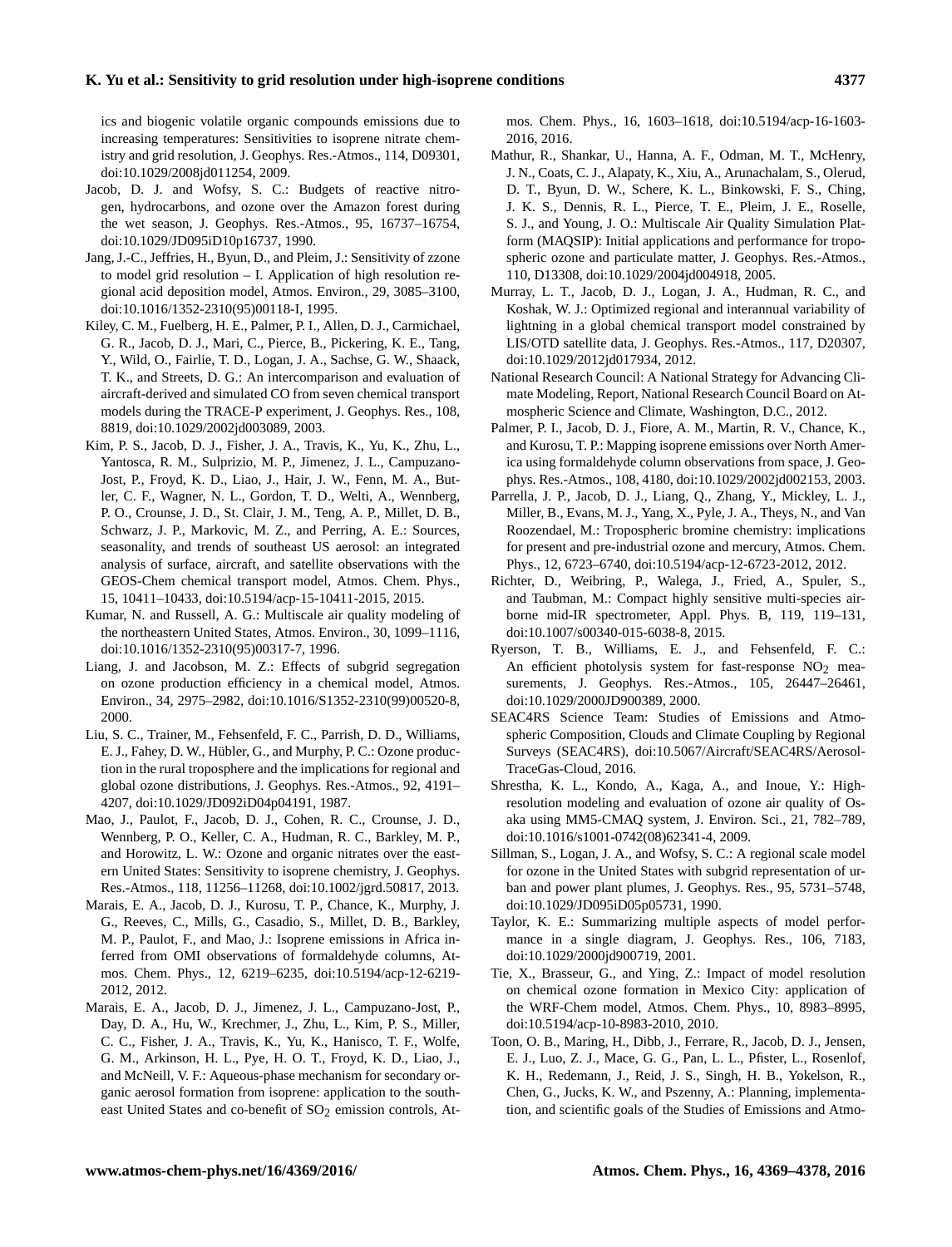ics and biogenic volatile organic compounds emissions due to increasing temperatures: Sensitivities to isoprene nitrate chemistry and grid resolution, J. Geophys. Res.-Atmos., 114, D09301, doi:10.1029/2008jd011254, 2009.

Jacob, D. J. and Wofsy, S. C.: Budgets of reactive nitrogen, hydrocarbons, and ozone over the Amazon forest during the wet season, J. Geophys. Res.-Atmos., 95, 16737–16754, doi:10.1029/JD095iD10p16737, 1990.

Jang, J.-C., Jeffries, H., Byun, D., and Pleim, J.: Sensitivity of zzone to model grid resolution – I. Application of high resolution regional acid deposition model, Atmos. Environ., 29, 3085–3100, doi:10.1016/1352-2310(95)00118-I, 1995.

Kiley, C. M., Fuelberg, H. E., Palmer, P. I., Allen, D. J., Carmichael, G. R., Jacob, D. J., Mari, C., Pierce, B., Pickering, K. E., Tang, Y., Wild, O., Fairlie, T. D., Logan, J. A., Sachse, G. W., Shaack, T. K., and Streets, D. G.: An intercomparison and evaluation of aircraft-derived and simulated CO from seven chemical transport models during the TRACE-P experiment, J. Geophys. Res., 108, 8819, doi:10.1029/2002jd003089, 2003.

Kim, P. S., Jacob, D. J., Fisher, J. A., Travis, K., Yu, K., Zhu, L., Yantosca, R. M., Sulprizio, M. P., Jimenez, J. L., Campuzano-Jost, P., Froyd, K. D., Liao, J., Hair, J. W., Fenn, M. A., Butler, C. F., Wagner, N. L., Gordon, T. D., Welti, A., Wennberg, P. O., Crounse, J. D., St. Clair, J. M., Teng, A. P., Millet, D. B., Schwarz, J. P., Markovic, M. Z., and Perring, A. E.: Sources, seasonality, and trends of southeast US aerosol: an integrated analysis of surface, aircraft, and satellite observations with the GEOS-Chem chemical transport model, Atmos. Chem. Phys., 15, 10411–10433, doi:10.5194/acp-15-10411-2015, 2015.

Kumar, N. and Russell, A. G.: Multiscale air quality modeling of the northeastern United States, Atmos. Environ., 30, 1099–1116, doi:10.1016/1352-2310(95)00317-7, 1996.

Liang, J. and Jacobson, M. Z.: Effects of subgrid segregation on ozone production efficiency in a chemical model, Atmos. Environ., 34, 2975–2982, doi:10.1016/S1352-2310(99)00520-8, 2000.

Liu, S. C., Trainer, M., Fehsenfeld, F. C., Parrish, D. D., Williams, E. J., Fahey, D. W., Hübler, G., and Murphy, P. C.: Ozone production in the rural troposphere and the implications for regional and global ozone distributions, J. Geophys. Res.-Atmos., 92, 4191–4207, doi:10.1029/JD092iD04p04191, 1987.

Mao, J., Paulot, F., Jacob, D. J., Cohen, R. C., Crounse, J. D., Wennberg, P. O., Keller, C. A., Hudman, R. C., Barkley, M. P., and Horowitz, L. W.: Ozone and organic nitrates over the eastern United States: Sensitivity to isoprene chemistry, J. Geophys. Res.-Atmos., 118, 11256–11268, doi:10.1002/jgrd.50817, 2013.

Marais, E. A., Jacob, D. J., Kurosu, T. P., Chance, K., Murphy, J. G., Reeves, C., Mills, G., Casadio, S., Millet, D. B., Barkley, M. P., Paulot, F., and Mao, J.: Isoprene emissions in Africa inferred from OMI observations of formaldehyde columns, Atmos. Chem. Phys., 12, 6219–6235, doi:10.5194/acp-12-6219-2012, 2012.

Marais, E. A., Jacob, D. J., Jimenez, J. L., Campuzano-Jost, P., Day, D. A., Hu, W., Krechmer, J., Zhu, L., Kim, P. S., Miller, C. C., Fisher, J. A., Travis, K., Yu, K., Hanisco, T. F., Wolfe, G. M., Arkinson, H. L., Pye, H. O. T., Froyd, K. D., Liao, J., and McNeill, V. F.: Aqueous-phase mechanism for secondary organic aerosol formation from isoprene: application to the southeast United States and co-benefit of $SO_2$ emission controls, Atmos. Chem. Phys., 16, 1603–1618, doi:10.5194/acp-16-1603-2016, 2016.

Mathur, R., Shankar, U., Hanna, A. F., Odman, M. T., McHenry, J. N., Coats, C. J., Alapaty, K., Xiu, A., Arunachalam, S., Olerud, D. T., Byun, D. W., Schere, K. L., Binkowski, F. S., Ching, J. K. S., Dennis, R. L., Pierce, T. E., Pleim, J. E., Roselle, S. J., and Young, J. O.: Multiscale Air Quality Simulation Platform (MAQSIP): Initial applications and performance for tropospheric ozone and particulate matter, J. Geophys. Res.-Atmos., 110, D13308, doi:10.1029/2004jd004918, 2005.

Murray, L. T., Jacob, D. J., Logan, J. A., Hudman, R. C., and Koshak, W. J.: Optimized regional and interannual variability of lightning in a global chemical transport model constrained by LIS/OTD satellite data, J. Geophys. Res.-Atmos., 117, D20307, doi:10.1029/2012jd017934, 2012.

National Research Council: A National Strategy for Advancing Climate Modeling, Report, National Research Council Board on Atmospheric Science and Climate, Washington, D.C., 2012.

Palmer, P. I., Jacob, D. J., Fiore, A. M., Martin, R. V., Chance, K., and Kurosu, T. P.: Mapping isoprene emissions over North America using formaldehyde column observations from space, J. Geophys. Res.-Atmos., 108, 4180, doi:10.1029/2002jd002153, 2003.

Parrella, J. P., Jacob, D. J., Liang, Q., Zhang, Y., Mickley, L. J., Miller, B., Evans, M. J., Yang, X., Pyle, J. A., Theys, N., and Van Roozendael, M.: Tropospheric bromine chemistry: implications for present and pre-industrial ozone and mercury, Atmos. Chem. Phys., 12, 6723–6740, doi:10.5194/acp-12-6723-2012, 2012.

Richter, D., Weibring, P., Walega, J., Fried, A., Spuler, S., and Taubman, M.: Compact highly sensitive multi-species airborne mid-IR spectrometer, Appl. Phys. B, 119, 119–131, doi:10.1007/s00340-015-6038-8, 2015.

Ryerson, T. B., Williams, E. J., and Fehsenfeld, F. C.: An efficient photolysis system for fast-response $NO_2$ measurements, J. Geophys. Res.-Atmos., 105, 26447–26461, doi:10.1029/2000JD900389, 2000.

SEAC4RS Science Team: Studies of Emissions and Atmospheric Composition, Clouds and Climate Coupling by Regional Surveys (SEAC4RS), doi:10.5067/Aircraft/SEAC4RS/Aerosol-TraceGas-Cloud, 2016.

Shrestha, K. L., Kondo, A., Kaga, A., and Inoue, Y.: High-resolution modeling and evaluation of ozone air quality of Osaka using MM5-CMAQ system, J. Environ. Sci., 21, 782–789, doi:10.1016/s1001-0742(08)62341-4, 2009.

Sillman, S., Logan, J. A., and Wofsy, S. C.: A regional scale model for ozone in the United States with subgrid representation of urban and power plant plumes, J. Geophys. Res., 95, 5731–5748, doi:10.1029/JD095iD05p05731, 1990.

Taylor, K. E.: Summarizing multiple aspects of model performance in a single diagram, J. Geophys. Res., 106, 7183, doi:10.1029/2000jd900719, 2001.

Tie, X., Brasseur, G., and Ying, Z.: Impact of model resolution on chemical ozone formation in Mexico City: application of the WRF-Chem model, Atmos. Chem. Phys., 10, 8983–8995, doi:10.5194/acp-10-8983-2010, 2010.

Toon, O. B., Maring, H., Dibb, J., Ferrare, R., Jacob, D. J., Jensen, E. J., Luo, Z. J., Mace, G. G., Pan, L. L., Pfister, L., Rosenlof, K. H., Redemann, J., Reid, J. S., Singh, H. B., Yokelson, R., Chen, G., Jucks, K. W., and Pszenny, A.: Planning, implementation, and scientific goals of the Studies of Emissions and Atmo-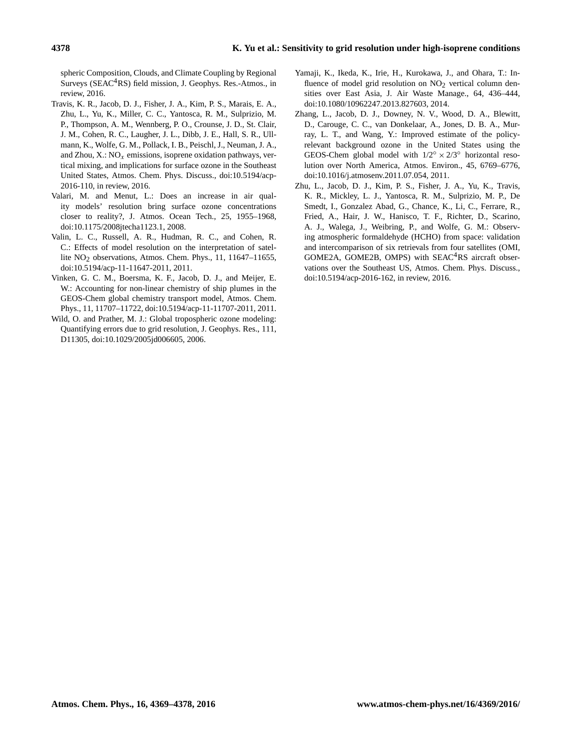spheric Composition, Clouds, and Climate Coupling by Regional Surveys (SEAC$^4$RS) field mission, J. Geophys. Res.-Atmos., in review, 2016.

Travis, K. R., Jacob, D. J., Fisher, J. A., Kim, P. S., Marais, E. A., Zhu, L., Yu, K., Miller, C. C., Yantosca, R. M., Sulprizio, M. P., Thompson, A. M., Wennberg, P. O., Crounse, J. D., St. Clair, J. M., Cohen, R. C., Laugher, J. L., Dibb, J. E., Hall, S. R., Ullmann, K., Wolfe, G. M., Pollack, I. B., Peischl, J., Neuman, J. A., and Zhou, X.: $NO_x$ emissions, isoprene oxidation pathways, vertical mixing, and implications for surface ozone in the Southeast United States, Atmos. Chem. Phys. Discuss., doi:10.5194/acp-2016-110, in review, 2016.

Valari, M. and Menut, L.: Does an increase in air quality models' resolution bring surface ozone concentrations closer to reality?, J. Atmos. Ocean Tech., 25, 1955–1968, doi:10.1175/2008jtecha1123.1, 2008.

Valin, L. C., Russell, A. R., Hudman, R. C., and Cohen, R. C.: Effects of model resolution on the interpretation of satellite $NO_2$ observations, Atmos. Chem. Phys., 11, 11647–11655, doi:10.5194/acp-11-11647-2011, 2011.

Vinken, G. C. M., Boersma, K. F., Jacob, D. J., and Meijer, E. W.: Accounting for non-linear chemistry of ship plumes in the GEOS-Chem global chemistry transport model, Atmos. Chem. Phys., 11, 11707–11722, doi:10.5194/acp-11-11707-2011, 2011.

Wild, O. and Prather, M. J.: Global tropospheric ozone modeling: Quantifying errors due to grid resolution, J. Geophys. Res., 111, D11305, doi:10.1029/2005jd006605, 2006.

Yamaji, K., Ikeda, K., Irie, H., Kurokawa, J., and Ohara, T.: Influence of model grid resolution on $NO_2$ vertical column densities over East Asia, J. Air Waste Manage., 64, 436–444, doi:10.1080/10962247.2013.827603, 2014.

Zhang, L., Jacob, D. J., Downey, N. V., Wood, D. A., Blewitt, D., Carouge, C. C., van Donkelaar, A., Jones, D. B. A., Murray, L. T., and Wang, Y.: Improved estimate of the policy-relevant background ozone in the United States using the GEOS-Chem global model with $1/2^\circ \times 2/3^\circ$ horizontal resolution over North America, Atmos. Environ., 45, 6769–6776, doi:10.1016/j.atmosenv.2011.07.054, 2011.

Zhu, L., Jacob, D. J., Kim, P. S., Fisher, J. A., Yu, K., Travis, K. R., Mickley, L. J., Yantosca, R. M., Sulprizio, M. P., De Smedt, I., Gonzalez Abad, G., Chance, K., Li, C., Ferrare, R., Fried, A., Hair, J. W., Hanisco, T. F., Richter, D., Scarino, A. J., Walega, J., Weibring, P., and Wolfe, G. M.: Observing atmospheric formaldehyde (HCHO) from space: validation and intercomparison of six retrievals from four satellites (OMI, GOME2A, GOME2B, OMPS) with SEAC$^4$RS aircraft observations over the Southeast US, Atmos. Chem. Phys. Discuss., doi:10.5194/acp-2016-162, in review, 2016.